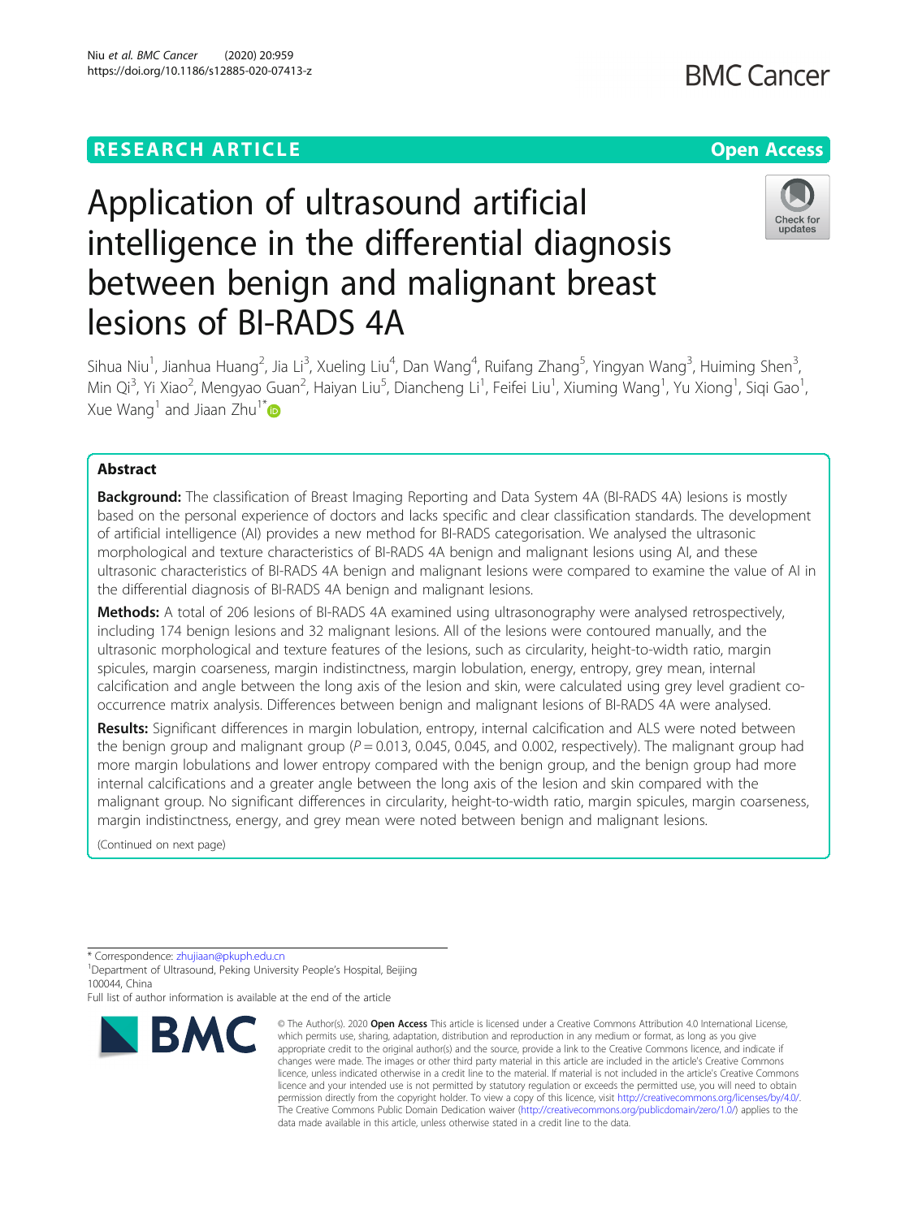RESEARCH ARTICLE

Open Access

# Application of ultrasound artificial intelligence in the differential diagnosis between benign and malignant breast lesions of BI-RADS 4A

Sihua Niu[1], Jianhua Huang[2], Jia Li[3], Xueling Liu[4], Dan Wang[4], Ruifang Zhang[5], Yingyan Wang[3], Huiming Shen[3], Min Qi[3], Yi Xiao[2], Mengyao Guan[2], Haiyan Liu[5], Diancheng Li[1], Feifei Liu[1], Xiuming Wang[1], Yu Xiong[1], Siqi Gao[1], Xue Wang[1] and Jiaan Zhu[1*]

## Abstract

**Background:** The classification of Breast Imaging Reporting and Data System 4A (BI-RADS 4A) lesions is mostly based on the personal experience of doctors and lacks specific and clear classification standards. The development of artificial intelligence (AI) provides a new method for BI-RADS categorisation. We analysed the ultrasonic morphological and texture characteristics of BI-RADS 4A benign and malignant lesions using AI, and these ultrasonic characteristics of BI-RADS 4A benign and malignant lesions were compared to examine the value of AI in the differential diagnosis of BI-RADS 4A benign and malignant lesions.

**Methods:** A total of 206 lesions of BI-RADS 4A examined using ultrasonography were analysed retrospectively, including 174 benign lesions and 32 malignant lesions. All of the lesions were contoured manually, and the ultrasonic morphological and texture features of the lesions, such as circularity, height-to-width ratio, margin spicules, margin coarseness, margin indistinctness, margin lobulation, energy, entropy, grey mean, internal calcification and angle between the long axis of the lesion and skin, were calculated using grey level gradient co-occurrence matrix analysis. Differences between benign and malignant lesions of BI-RADS 4A were analysed.

**Results:** Significant differences in margin lobulation, entropy, internal calcification and ALS were noted between the benign group and malignant group ($P = 0.013$, 0.045, 0.045, and 0.002, respectively). The malignant group had more margin lobulations and lower entropy compared with the benign group, and the benign group had more internal calcifications and a greater angle between the long axis of the lesion and skin compared with the malignant group. No significant differences in circularity, height-to-width ratio, margin spicules, margin coarseness, margin indistinctness, energy, and grey mean were noted between benign and malignant lesions.

(Continued on next page)

* Correspondence: zhujiaan@pkuph.edu.cn
[1]Department of Ultrasound, Peking University People's Hospital, Beijing 100044, China
Full list of author information is available at the end of the article

© The Author(s). 2020 **Open Access** This article is licensed under a Creative Commons Attribution 4.0 International License, which permits use, sharing, adaptation, distribution and reproduction in any medium or format, as long as you give appropriate credit to the original author(s) and the source, provide a link to the Creative Commons licence, and indicate if changes were made. The images or other third party material in this article are included in the article's Creative Commons licence, unless indicated otherwise in a credit line to the material. If material is not included in the article's Creative Commons licence and your intended use is not permitted by statutory regulation or exceeds the permitted use, you will need to obtain permission directly from the copyright holder. To view a copy of this licence, visit http://creativecommons.org/licenses/by/4.0/. The Creative Commons Public Domain Dedication waiver (http://creativecommons.org/publicdomain/zero/1.0/) applies to the data made available in this article, unless otherwise stated in a credit line to the data.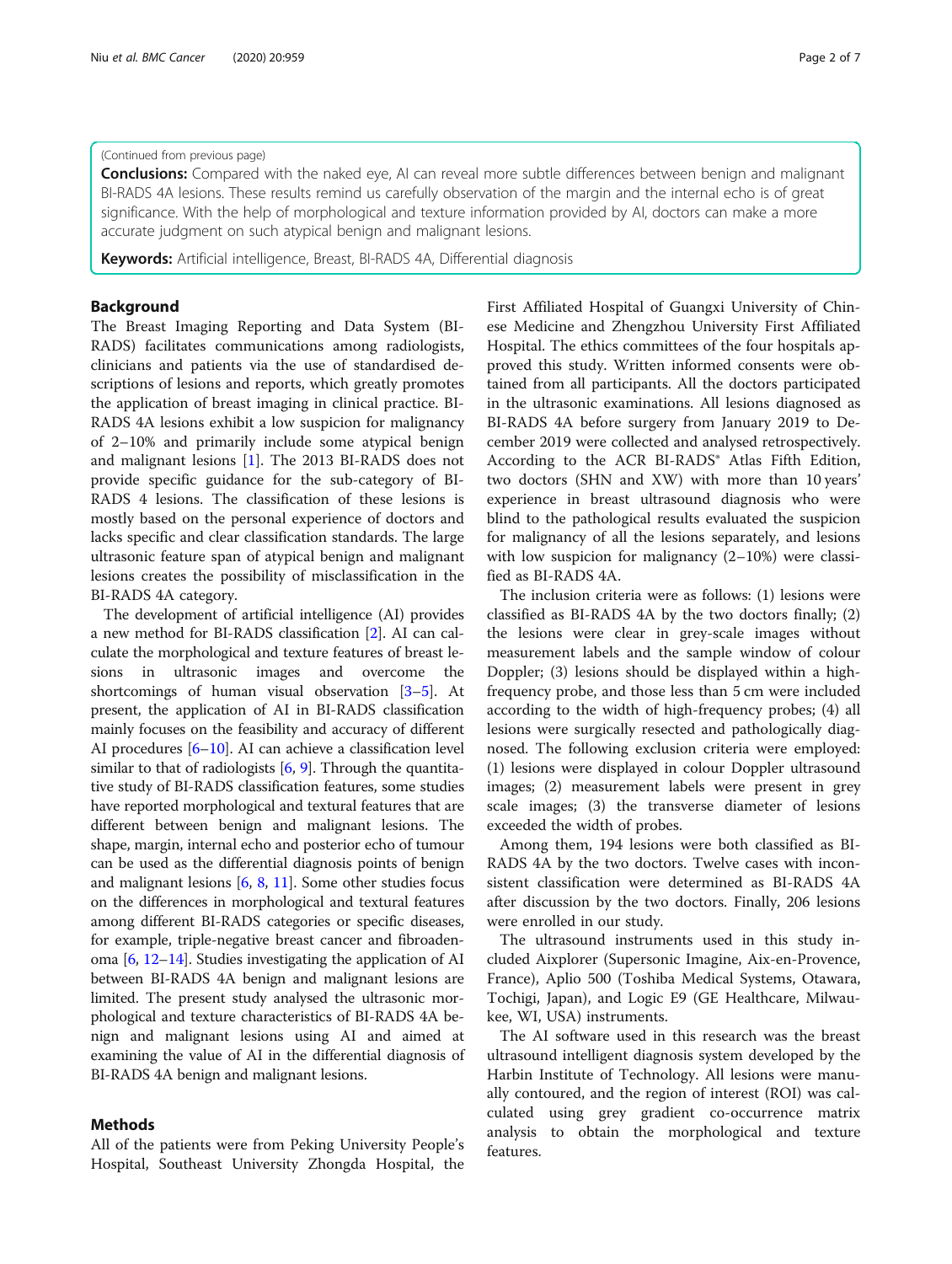(Continued from previous page)

**Conclusions:** Compared with the naked eye, AI can reveal more subtle differences between benign and malignant BI-RADS 4A lesions. These results remind us carefully observation of the margin and the internal echo is of great significance. With the help of morphological and texture information provided by AI, doctors can make a more accurate judgment on such atypical benign and malignant lesions.

**Keywords:** Artificial intelligence, Breast, BI-RADS 4A, Differential diagnosis

## Background

The Breast Imaging Reporting and Data System (BI-RADS) facilitates communications among radiologists, clinicians and patients via the use of standardised descriptions of lesions and reports, which greatly promotes the application of breast imaging in clinical practice. BI-RADS 4A lesions exhibit a low suspicion for malignancy of 2–10% and primarily include some atypical benign and malignant lesions [1]. The 2013 BI-RADS does not provide specific guidance for the sub-category of BI-RADS 4 lesions. The classification of these lesions is mostly based on the personal experience of doctors and lacks specific and clear classification standards. The large ultrasonic feature span of atypical benign and malignant lesions creates the possibility of misclassification in the BI-RADS 4A category.

The development of artificial intelligence (AI) provides a new method for BI-RADS classification [2]. AI can calculate the morphological and texture features of breast lesions in ultrasonic images and overcome the shortcomings of human visual observation [3–5]. At present, the application of AI in BI-RADS classification mainly focuses on the feasibility and accuracy of different AI procedures [6–10]. AI can achieve a classification level similar to that of radiologists [6, 9]. Through the quantitative study of BI-RADS classification features, some studies have reported morphological and textural features that are different between benign and malignant lesions. The shape, margin, internal echo and posterior echo of tumour can be used as the differential diagnosis points of benign and malignant lesions [6, 8, 11]. Some other studies focus on the differences in morphological and textural features among different BI-RADS categories or specific diseases, for example, triple-negative breast cancer and fibroadenoma [6, 12–14]. Studies investigating the application of AI between BI-RADS 4A benign and malignant lesions are limited. The present study analysed the ultrasonic morphological and texture characteristics of BI-RADS 4A benign and malignant lesions using AI and aimed at examining the value of AI in the differential diagnosis of BI-RADS 4A benign and malignant lesions.

## Methods

All of the patients were from Peking University People's Hospital, Southeast University Zhongda Hospital, the First Affiliated Hospital of Guangxi University of Chinese Medicine and Zhengzhou University First Affiliated Hospital. The ethics committees of the four hospitals approved this study. Written informed consents were obtained from all participants. All the doctors participated in the ultrasonic examinations. All lesions diagnosed as BI-RADS 4A before surgery from January 2019 to December 2019 were collected and analysed retrospectively. According to the ACR BI-RADS® Atlas Fifth Edition, two doctors (SHN and XW) with more than 10 years' experience in breast ultrasound diagnosis who were blind to the pathological results evaluated the suspicion for malignancy of all the lesions separately, and lesions with low suspicion for malignancy (2–10%) were classified as BI-RADS 4A.

The inclusion criteria were as follows: (1) lesions were classified as BI-RADS 4A by the two doctors finally; (2) the lesions were clear in grey-scale images without measurement labels and the sample window of colour Doppler; (3) lesions should be displayed within a high-frequency probe, and those less than 5 cm were included according to the width of high-frequency probes; (4) all lesions were surgically resected and pathologically diagnosed. The following exclusion criteria were employed: (1) lesions were displayed in colour Doppler ultrasound images; (2) measurement labels were present in grey scale images; (3) the transverse diameter of lesions exceeded the width of probes.

Among them, 194 lesions were both classified as BI-RADS 4A by the two doctors. Twelve cases with inconsistent classification were determined as BI-RADS 4A after discussion by the two doctors. Finally, 206 lesions were enrolled in our study.

The ultrasound instruments used in this study included Aixplorer (Supersonic Imagine, Aix-en-Provence, France), Aplio 500 (Toshiba Medical Systems, Otawara, Tochigi, Japan), and Logic E9 (GE Healthcare, Milwaukee, WI, USA) instruments.

The AI software used in this research was the breast ultrasound intelligent diagnosis system developed by the Harbin Institute of Technology. All lesions were manually contoured, and the region of interest (ROI) was calculated using grey gradient co-occurrence matrix analysis to obtain the morphological and texture features.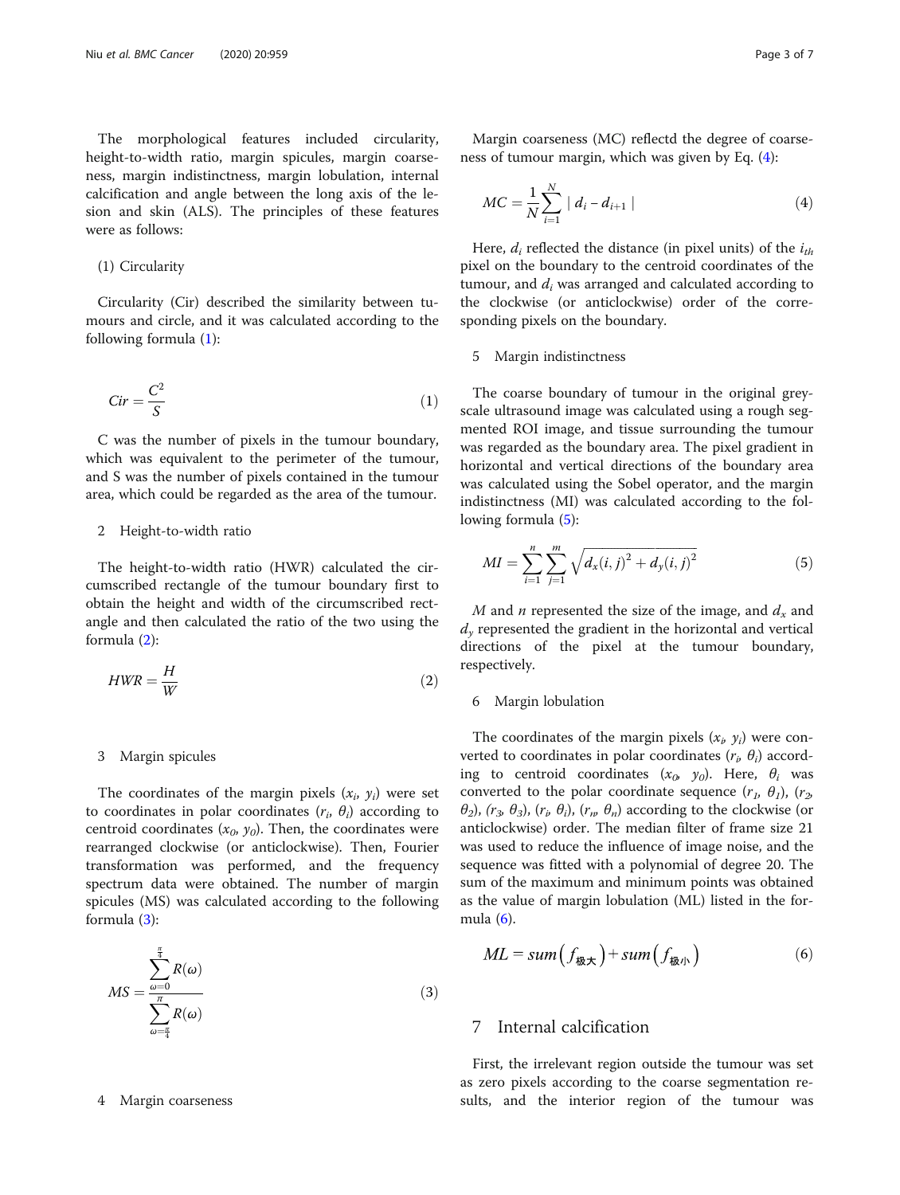The morphological features included circularity, height-to-width ratio, margin spicules, margin coarseness, margin indistinctness, margin lobulation, internal calcification and angle between the long axis of the lesion and skin (ALS). The principles of these features were as follows:

(1) Circularity

Circularity (Cir) described the similarity between tumours and circle, and it was calculated according to the following formula (1):

$$Cir = \frac{C^2}{S} \tag{1}$$

C was the number of pixels in the tumour boundary, which was equivalent to the perimeter of the tumour, and S was the number of pixels contained in the tumour area, which could be regarded as the area of the tumour.

2 Height-to-width ratio

The height-to-width ratio (HWR) calculated the circumscribed rectangle of the tumour boundary first to obtain the height and width of the circumscribed rectangle and then calculated the ratio of the two using the formula (2):

$$HWR = \frac{H}{W} \tag{2}$$

3 Margin spicules

The coordinates of the margin pixels $(x_i, y_i)$ were set to coordinates in polar coordinates $(r_i, \theta_i)$ according to centroid coordinates $(x_0, y_0)$. Then, the coordinates were rearranged clockwise (or anticlockwise). Then, Fourier transformation was performed, and the frequency spectrum data were obtained. The number of margin spicules (MS) was calculated according to the following formula (3):

$$MS = \frac{\sum_{\omega=0}^{\frac{\pi}{4}} R(\omega)}{\sum_{\omega=\frac{\pi}{4}}^{\pi} R(\omega)} \tag{3}$$

4 Margin coarseness

Margin coarseness (MC) reflectd the degree of coarseness of tumour margin, which was given by Eq. (4):

$$MC = \frac{1}{N}\sum_{i=1}^{N} \mid d_i - d_{i+1} \mid \tag{4}$$

Here, $d_i$ reflected the distance (in pixel units) of the $i_{th}$ pixel on the boundary to the centroid coordinates of the tumour, and $d_i$ was arranged and calculated according to the clockwise (or anticlockwise) order of the corresponding pixels on the boundary.

5 Margin indistinctness

The coarse boundary of tumour in the original greyscale ultrasound image was calculated using a rough segmented ROI image, and tissue surrounding the tumour was regarded as the boundary area. The pixel gradient in horizontal and vertical directions of the boundary area was calculated using the Sobel operator, and the margin indistinctness (MI) was calculated according to the following formula (5):

$$MI = \sum_{i=1}^{n}\sum_{j=1}^{m}\sqrt{d_x(i,j)^2 + d_y(i,j)^2} \tag{5}$$

$M$ and $n$ represented the size of the image, and $d_x$ and $d_y$ represented the gradient in the horizontal and vertical directions of the pixel at the tumour boundary, respectively.

6 Margin lobulation

The coordinates of the margin pixels $(x_i, y_i)$ were converted to coordinates in polar coordinates $(r_i, \theta_i)$ according to centroid coordinates $(x_0, y_0)$. Here, $\theta_i$ was converted to the polar coordinate sequence $(r_1, \theta_1)$, $(r_2, \theta_2)$, $(r_3, \theta_3)$, $(r_i, \theta_i)$, $(r_n, \theta_n)$ according to the clockwise (or anticlockwise) order. The median filter of frame size 21 was used to reduce the influence of image noise, and the sequence was fitted with a polynomial of degree 20. The sum of the maximum and minimum points was obtained as the value of margin lobulation (ML) listed in the formula (6).

$$ML = sum\left(f_{极大}\right) + sum\left(f_{极小}\right) \tag{6}$$

## 7 Internal calcification

First, the irrelevant region outside the tumour was set as zero pixels according to the coarse segmentation results, and the interior region of the tumour was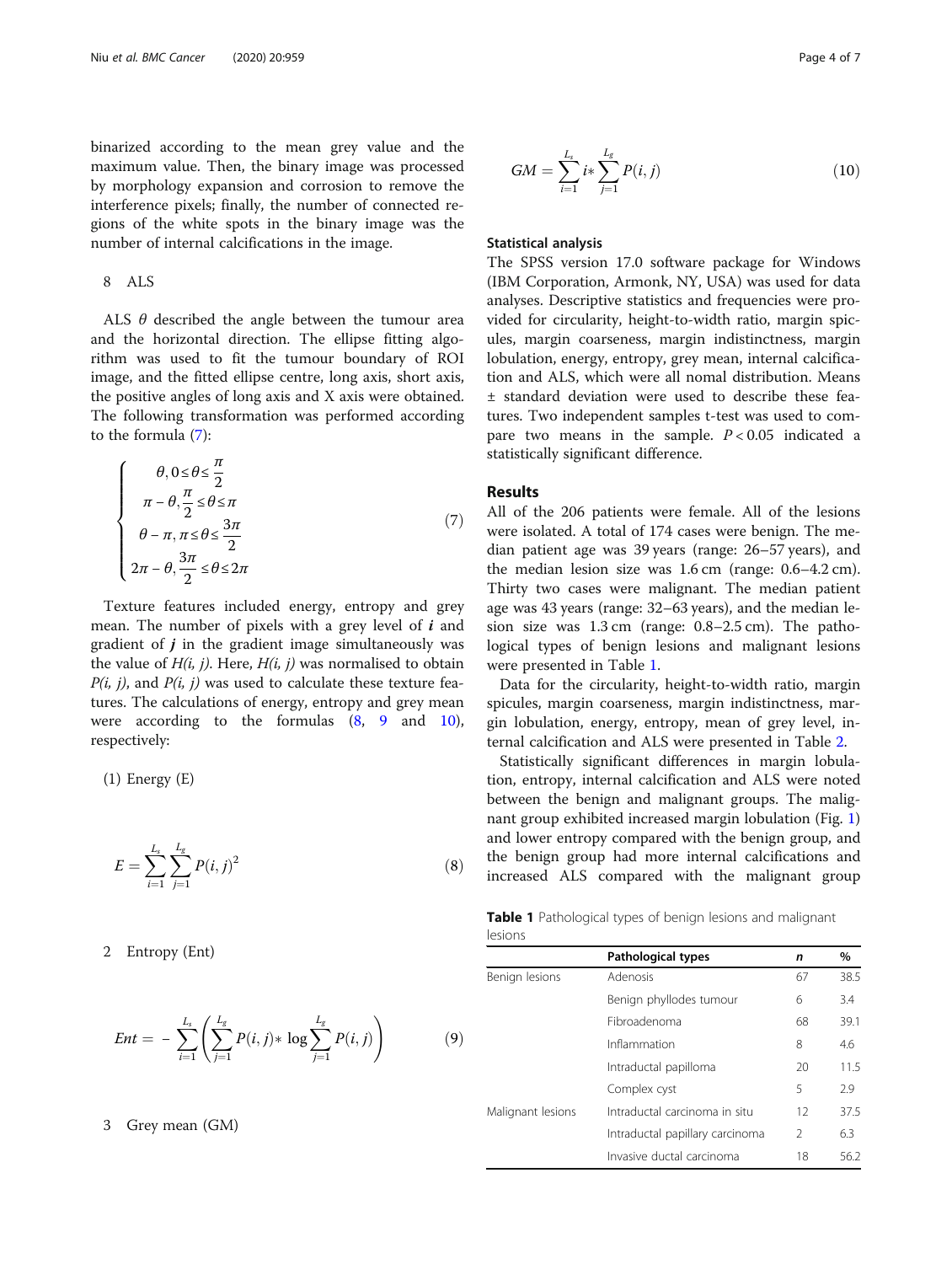binarized according to the mean grey value and the maximum value. Then, the binary image was processed by morphology expansion and corrosion to remove the interference pixels; finally, the number of connected regions of the white spots in the binary image was the number of internal calcifications in the image.

8 ALS

ALS $\theta$ described the angle between the tumour area and the horizontal direction. The ellipse fitting algorithm was used to fit the tumour boundary of ROI image, and the fitted ellipse centre, long axis, short axis, the positive angles of long axis and X axis were obtained. The following transformation was performed according to the formula (7):

$$\begin{cases} \theta, 0 \leq \theta \leq \dfrac{\pi}{2} \\ \pi - \theta, \dfrac{\pi}{2} \leq \theta \leq \pi \\ \theta - \pi, \pi \leq \theta \leq \dfrac{3\pi}{2} \\ 2\pi - \theta, \dfrac{3\pi}{2} \leq \theta \leq 2\pi \end{cases} \tag{7}$$

Texture features included energy, entropy and grey mean. The number of pixels with a grey level of $i$ and gradient of $j$ in the gradient image simultaneously was the value of $H(i, j)$. Here, $H(i, j)$ was normalised to obtain $P(i, j)$, and $P(i, j)$ was used to calculate these texture features. The calculations of energy, entropy and grey mean were according to the formulas (8, 9 and 10), respectively:

(1) Energy (E)

$$E = \sum_{i=1}^{L_s} \sum_{j=1}^{L_g} P(i, j)^2 \tag{8}$$

2 Entropy (Ent)

$$Ent = -\sum_{i=1}^{L_s} \left( \sum_{j=1}^{L_g} P(i, j) * \log \sum_{j=1}^{L_g} P(i, j) \right) \tag{9}$$

3 Grey mean (GM)

$$GM = \sum_{i=1}^{L_s} i * \sum_{j=1}^{L_g} P(i, j) \tag{10}$$

### Statistical analysis

The SPSS version 17.0 software package for Windows (IBM Corporation, Armonk, NY, USA) was used for data analyses. Descriptive statistics and frequencies were provided for circularity, height-to-width ratio, margin spicules, margin coarseness, margin indistinctness, margin lobulation, energy, entropy, grey mean, internal calcification and ALS, which were all nomal distribution. Means ± standard deviation were used to describe these features. Two independent samples t-test was used to compare two means in the sample. $P < 0.05$ indicated a statistically significant difference.

## Results

All of the 206 patients were female. All of the lesions were isolated. A total of 174 cases were benign. The median patient age was 39 years (range: 26–57 years), and the median lesion size was 1.6 cm (range: 0.6–4.2 cm). Thirty two cases were malignant. The median patient age was 43 years (range: 32–63 years), and the median lesion size was 1.3 cm (range: 0.8–2.5 cm). The pathological types of benign lesions and malignant lesions were presented in Table 1.

Data for the circularity, height-to-width ratio, margin spicules, margin coarseness, margin indistinctness, margin lobulation, energy, entropy, mean of grey level, internal calcification and ALS were presented in Table 2.

Statistically significant differences in margin lobulation, entropy, internal calcification and ALS were noted between the benign and malignant groups. The malignant group exhibited increased margin lobulation (Fig. 1) and lower entropy compared with the benign group, and the benign group had more internal calcifications and increased ALS compared with the malignant group

**Table 1** Pathological types of benign lesions and malignant lesions

| | Pathological types | *n* | % |
|---|---|---|---|
| Benign lesions | Adenosis | 67 | 38.5 |
| | Benign phyllodes tumour | 6 | 3.4 |
| | Fibroadenoma | 68 | 39.1 |
| | Inflammation | 8 | 4.6 |
| | Intraductal papilloma | 20 | 11.5 |
| | Complex cyst | 5 | 2.9 |
| Malignant lesions | Intraductal carcinoma in situ | 12 | 37.5 |
| | Intraductal papillary carcinoma | 2 | 6.3 |
| | Invasive ductal carcinoma | 18 | 56.2 |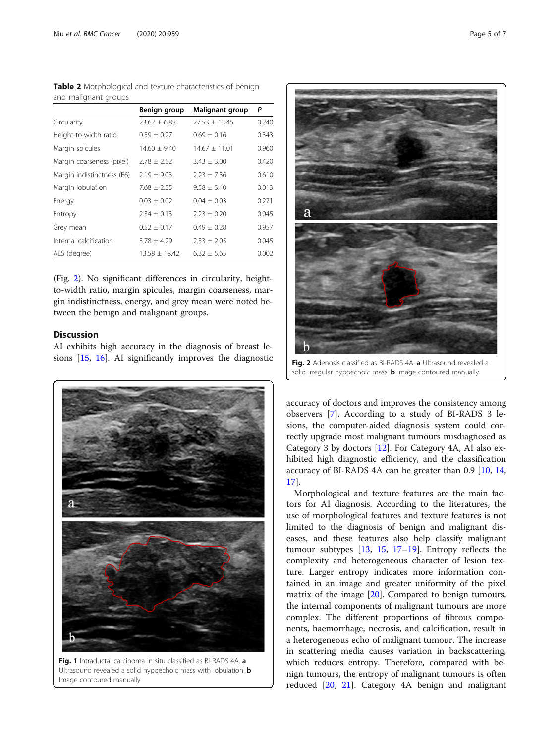**Table 2** Morphological and texture characteristics of benign and malignant groups

| | Benign group | Malignant group | P |
|---|---|---|---|
| Circularity | 23.62 ± 6.85 | 27.53 ± 13.45 | 0.240 |
| Height-to-width ratio | 0.59 ± 0.27 | 0.69 ± 0.16 | 0.343 |
| Margin spicules | 14.60 ± 9.40 | 14.67 ± 11.01 | 0.960 |
| Margin coarseness (pixel) | 2.78 ± 2.52 | 3.43 ± 3.00 | 0.420 |
| Margin indistinctness (E6) | 2.19 ± 9.03 | 2.23 ± 7.36 | 0.610 |
| Margin lobulation | 7.68 ± 2.55 | 9.58 ± 3.40 | 0.013 |
| Energy | 0.03 ± 0.02 | 0.04 ± 0.03 | 0.271 |
| Entropy | 2.34 ± 0.13 | 2.23 ± 0.20 | 0.045 |
| Grey mean | 0.52 ± 0.17 | 0.49 ± 0.28 | 0.957 |
| Internal calcification | 3.78 ± 4.29 | 2.53 ± 2.05 | 0.045 |
| ALS (degree) | 13.58 ± 18.42 | 6.32 ± 5.65 | 0.002 |

(Fig. 2). No significant differences in circularity, height-to-width ratio, margin spicules, margin coarseness, margin indistinctness, energy, and grey mean were noted between the benign and malignant groups.

## Discussion

AI exhibits high accuracy in the diagnosis of breast lesions [15, 16]. AI significantly improves the diagnostic accuracy of doctors and improves the consistency among observers [7]. According to a study of BI-RADS 3 lesions, the computer-aided diagnosis system could correctly upgrade most malignant tumours misdiagnosed as Category 3 by doctors [12]. For Category 4A, AI also exhibited high diagnostic efficiency, and the classification accuracy of BI-RADS 4A can be greater than 0.9 [10, 14, 17].

Morphological and texture features are the main factors for AI diagnosis. According to the literatures, the use of morphological features and texture features is not limited to the diagnosis of benign and malignant diseases, and these features also help classify malignant tumour subtypes [13, 15, 17–19]. Entropy reflects the complexity and heterogeneous character of lesion texture. Larger entropy indicates more information contained in an image and greater uniformity of the pixel matrix of the image [20]. Compared to benign tumours, the internal components of malignant tumours are more complex. The different proportions of fibrous components, haemorrhage, necrosis, and calcification, result in a heterogeneous echo of malignant tumour. The increase in scattering media causes variation in backscattering, which reduces entropy. Therefore, compared with benign tumours, the entropy of malignant tumours is often reduced [20, 21]. Category 4A benign and malignant

**Fig. 1** Intraductal carcinoma in situ classified as BI-RADS 4A. **a** Ultrasound revealed a solid hypoechoic mass with lobulation. **b** Image contoured manually

**Fig. 2** Adenosis classified as BI-RADS 4A. **a** Ultrasound revealed a solid irregular hypoechoic mass. **b** Image contoured manually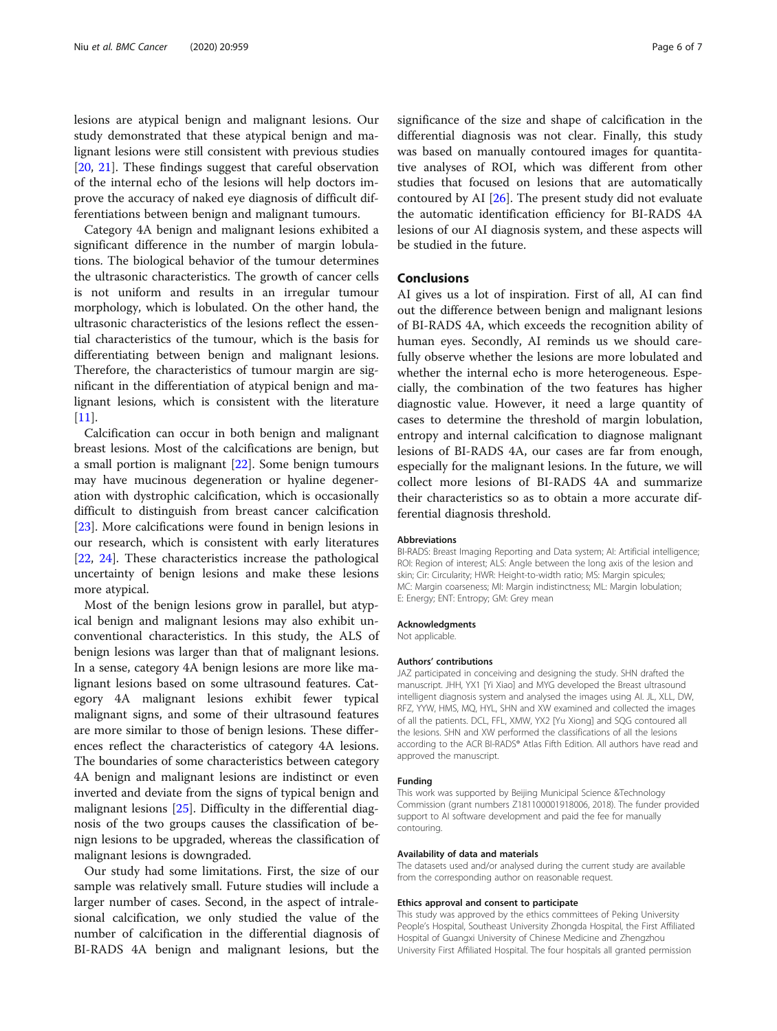lesions are atypical benign and malignant lesions. Our study demonstrated that these atypical benign and malignant lesions were still consistent with previous studies [20, 21]. These findings suggest that careful observation of the internal echo of the lesions will help doctors improve the accuracy of naked eye diagnosis of difficult differentiations between benign and malignant tumours.

Category 4A benign and malignant lesions exhibited a significant difference in the number of margin lobulations. The biological behavior of the tumour determines the ultrasonic characteristics. The growth of cancer cells is not uniform and results in an irregular tumour morphology, which is lobulated. On the other hand, the ultrasonic characteristics of the lesions reflect the essential characteristics of the tumour, which is the basis for differentiating between benign and malignant lesions. Therefore, the characteristics of tumour margin are significant in the differentiation of atypical benign and malignant lesions, which is consistent with the literature [11].

Calcification can occur in both benign and malignant breast lesions. Most of the calcifications are benign, but a small portion is malignant [22]. Some benign tumours may have mucinous degeneration or hyaline degeneration with dystrophic calcification, which is occasionally difficult to distinguish from breast cancer calcification [23]. More calcifications were found in benign lesions in our research, which is consistent with early literatures [22, 24]. These characteristics increase the pathological uncertainty of benign lesions and make these lesions more atypical.

Most of the benign lesions grow in parallel, but atypical benign and malignant lesions may also exhibit unconventional characteristics. In this study, the ALS of benign lesions was larger than that of malignant lesions. In a sense, category 4A benign lesions are more like malignant lesions based on some ultrasound features. Category 4A malignant lesions exhibit fewer typical malignant signs, and some of their ultrasound features are more similar to those of benign lesions. These differences reflect the characteristics of category 4A lesions. The boundaries of some characteristics between category 4A benign and malignant lesions are indistinct or even inverted and deviate from the signs of typical benign and malignant lesions [25]. Difficulty in the differential diagnosis of the two groups causes the classification of benign lesions to be upgraded, whereas the classification of malignant lesions is downgraded.

Our study had some limitations. First, the size of our sample was relatively small. Future studies will include a larger number of cases. Second, in the aspect of intralesional calcification, we only studied the value of the number of calcification in the differential diagnosis of BI-RADS 4A benign and malignant lesions, but the significance of the size and shape of calcification in the differential diagnosis was not clear. Finally, this study was based on manually contoured images for quantitative analyses of ROI, which was different from other studies that focused on lesions that are automatically contoured by AI [26]. The present study did not evaluate the automatic identification efficiency for BI-RADS 4A lesions of our AI diagnosis system, and these aspects will be studied in the future.

## Conclusions

AI gives us a lot of inspiration. First of all, AI can find out the difference between benign and malignant lesions of BI-RADS 4A, which exceeds the recognition ability of human eyes. Secondly, AI reminds us we should carefully observe whether the lesions are more lobulated and whether the internal echo is more heterogeneous. Especially, the combination of the two features has higher diagnostic value. However, it need a large quantity of cases to determine the threshold of margin lobulation, entropy and internal calcification to diagnose malignant lesions of BI-RADS 4A, our cases are far from enough, especially for the malignant lesions. In the future, we will collect more lesions of BI-RADS 4A and summarize their characteristics so as to obtain a more accurate differential diagnosis threshold.

#### Abbreviations

BI-RADS: Breast Imaging Reporting and Data system; AI: Artificial intelligence; ROI: Region of interest; ALS: Angle between the long axis of the lesion and skin; Cir: Circularity; HWR: Height-to-width ratio; MS: Margin spicules; MC: Margin coarseness; MI: Margin indistinctness; ML: Margin lobulation; E: Energy; ENT: Entropy; GM: Grey mean

#### Acknowledgments

Not applicable.

#### Authors' contributions

JAZ participated in conceiving and designing the study. SHN drafted the manuscript. JHH, YX1 [Yi Xiao] and MYG developed the Breast ultrasound intelligent diagnosis system and analysed the images using AI. JL, XLL, DW, RFZ, YYW, HMS, MQ, HYL, SHN and XW examined and collected the images of all the patients. DCL, FFL, XMW, YX2 [Yu Xiong] and SQG contoured all the lesions. SHN and XW performed the classifications of all the lesions according to the ACR BI-RADS® Atlas Fifth Edition. All authors have read and approved the manuscript.

#### Funding

This work was supported by Beijing Municipal Science &Technology Commission (grant numbers Z181100001918006, 2018). The funder provided support to AI software development and paid the fee for manually contouring.

#### Availability of data and materials

The datasets used and/or analysed during the current study are available from the corresponding author on reasonable request.

#### Ethics approval and consent to participate

This study was approved by the ethics committees of Peking University People's Hospital, Southeast University Zhongda Hospital, the First Affiliated Hospital of Guangxi University of Chinese Medicine and Zhengzhou University First Affiliated Hospital. The four hospitals all granted permission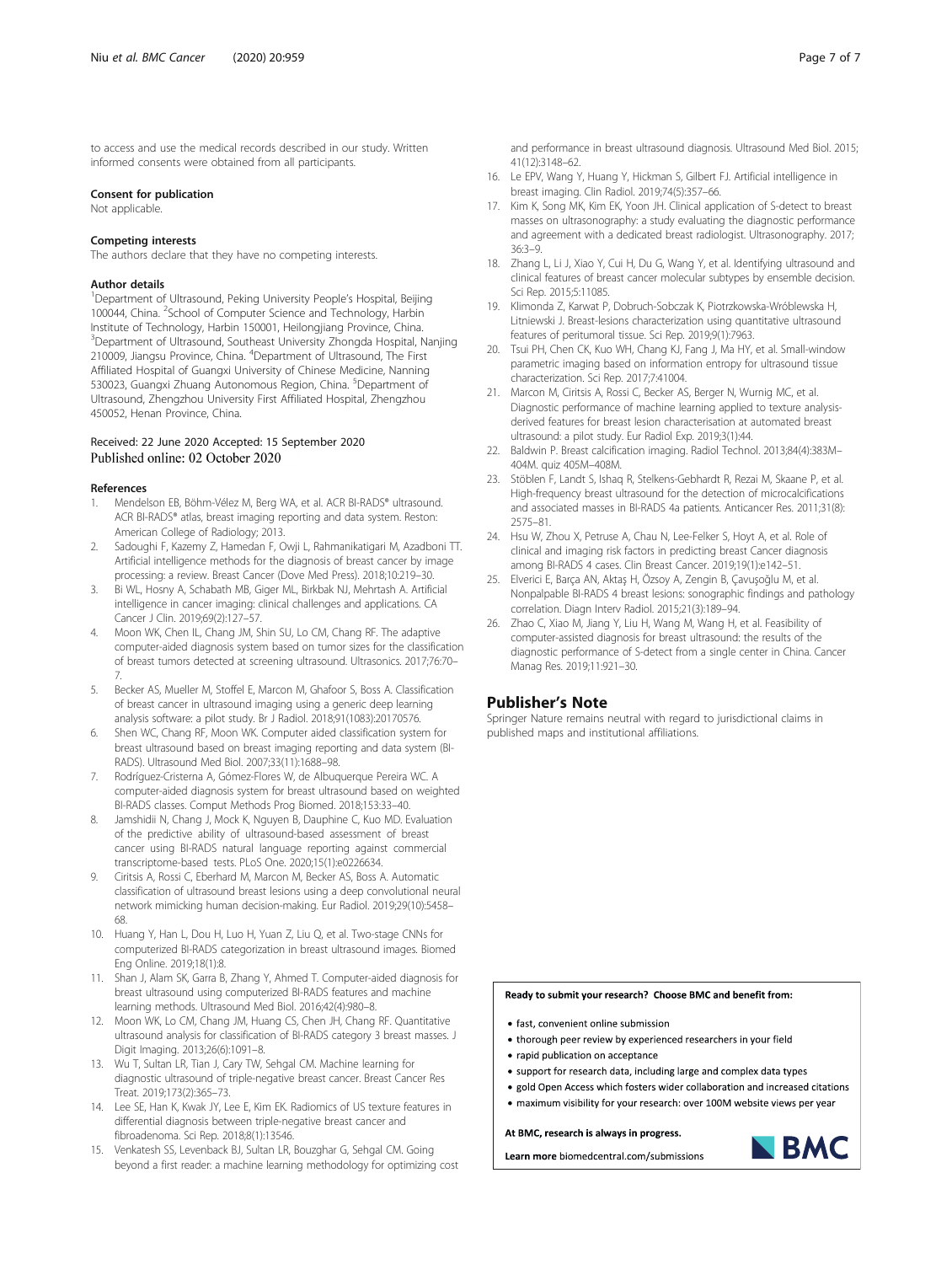to access and use the medical records described in our study. Written informed consents were obtained from all participants.

### Consent for publication

Not applicable.

### Competing interests

The authors declare that they have no competing interests.

### Author details

[1]Department of Ultrasound, Peking University People's Hospital, Beijing 100044, China. [2]School of Computer Science and Technology, Harbin Institute of Technology, Harbin 150001, Heilongjiang Province, China. [3]Department of Ultrasound, Southeast University Zhongda Hospital, Nanjing 210009, Jiangsu Province, China. [4]Department of Ultrasound, The First Affiliated Hospital of Guangxi University of Chinese Medicine, Nanning 530023, Guangxi Zhuang Autonomous Region, China. [5]Department of Ultrasound, Zhengzhou University First Affiliated Hospital, Zhengzhou 450052, Henan Province, China.

Received: 22 June 2020 Accepted: 15 September 2020
Published online: 02 October 2020

### References

1. Mendelson EB, Böhm-Vélez M, Berg WA, et al. ACR BI-RADS® ultrasound. ACR BI-RADS® atlas, breast imaging reporting and data system. Reston: American College of Radiology; 2013.
2. Sadoughi F, Kazemy Z, Hamedan F, Owji L, Rahmanikatigari M, Azadboni TT. Artificial intelligence methods for the diagnosis of breast cancer by image processing: a review. Breast Cancer (Dove Med Press). 2018;10:219–30.
3. Bi WL, Hosny A, Schabath MB, Giger ML, Birkbak NJ, Mehrtash A. Artificial intelligence in cancer imaging: clinical challenges and applications. CA Cancer J Clin. 2019;69(2):127–57.
4. Moon WK, Chen IL, Chang JM, Shin SU, Lo CM, Chang RF. The adaptive computer-aided diagnosis system based on tumor sizes for the classification of breast tumors detected at screening ultrasound. Ultrasonics. 2017;76:70–7.
5. Becker AS, Mueller M, Stoffel E, Marcon M, Ghafoor S, Boss A. Classification of breast cancer in ultrasound imaging using a generic deep learning analysis software: a pilot study. Br J Radiol. 2018;91(1083):20170576.
6. Shen WC, Chang RF, Moon WK. Computer aided classification system for breast ultrasound based on breast imaging reporting and data system (BI-RADS). Ultrasound Med Biol. 2007;33(11):1688–98.
7. Rodríguez-Cristerna A, Gómez-Flores W, de Albuquerque Pereira WC. A computer-aided diagnosis system for breast ultrasound based on weighted BI-RADS classes. Comput Methods Prog Biomed. 2018;153:33–40.
8. Jamshidi N, Chang J, Mock K, Nguyen B, Dauphine C, Kuo MD. Evaluation of the predictive ability of ultrasound-based assessment of breast cancer using BI-RADS natural language reporting against commercial transcriptome-based tests. PLoS One. 2020;15(1):e0226634.
9. Ciritsis A, Rossi C, Eberhard M, Marcon M, Becker AS, Boss A. Automatic classification of ultrasound breast lesions using a deep convolutional neural network mimicking human decision-making. Eur Radiol. 2019;29(10):5458–68.
10. Huang Y, Han L, Dou H, Luo H, Yuan Z, Liu Q, et al. Two-stage CNNs for computerized BI-RADS categorization in breast ultrasound images. Biomed Eng Online. 2019;18(1):8.
11. Shan J, Alam SK, Garra B, Zhang Y, Ahmed T. Computer-aided diagnosis for breast ultrasound using computerized BI-RADS features and machine learning methods. Ultrasound Med Biol. 2016;42(4):980–8.
12. Moon WK, Lo CM, Chang JM, Huang CS, Chen JH, Chang RF. Quantitative ultrasound analysis for classification of BI-RADS category 3 breast masses. J Digit Imaging. 2013;26(6):1091–8.
13. Wu T, Sultan LR, Tian J, Cary TW, Sehgal CM. Machine learning for diagnostic ultrasound of triple-negative breast cancer. Breast Cancer Res Treat. 2019;173(2):365–73.
14. Lee SE, Han K, Kwak JY, Lee E, Kim EK. Radiomics of US texture features in differential diagnosis between triple-negative breast cancer and fibroadenoma. Sci Rep. 2018;8(1):13546.
15. Venkatesh SS, Levenback BJ, Sultan LR, Bouzghar G, Sehgal CM. Going beyond a first reader: a machine learning methodology for optimizing cost and performance in breast ultrasound diagnosis. Ultrasound Med Biol. 2015;41(12):3148–62.
16. Le EPV, Wang Y, Huang Y, Hickman S, Gilbert FJ. Artificial intelligence in breast imaging. Clin Radiol. 2019;74(5):357–66.
17. Kim K, Song MK, Kim EK, Yoon JH. Clinical application of S-detect to breast masses on ultrasonography: a study evaluating the diagnostic performance and agreement with a dedicated breast radiologist. Ultrasonography. 2017;36:3–9.
18. Zhang L, Li J, Xiao Y, Cui H, Du G, Wang Y, et al. Identifying ultrasound and clinical features of breast cancer molecular subtypes by ensemble decision. Sci Rep. 2015;5:11085.
19. Klimonda Z, Karwat P, Dobruch-Sobczak K, Piotrzkowska-Wróblewska H, Litniewski J. Breast-lesions characterization using quantitative ultrasound features of peritumoral tissue. Sci Rep. 2019;9(1):7963.
20. Tsui PH, Chen CK, Kuo WH, Chang KJ, Fang J, Ma HY, et al. Small-window parametric imaging based on information entropy for ultrasound tissue characterization. Sci Rep. 2017;7:41004.
21. Marcon M, Ciritsis A, Rossi C, Becker AS, Berger N, Wurnig MC, et al. Diagnostic performance of machine learning applied to texture analysis-derived features for breast lesion characterisation at automated breast ultrasound: a pilot study. Eur Radiol Exp. 2019;3(1):44.
22. Baldwin P. Breast calcification imaging. Radiol Technol. 2013;84(4):383M–404M. quiz 405M–408M.
23. Stöblen F, Landt S, Ishaq R, Stelkens-Gebhardt R, Rezai M, Skaane P, et al. High-frequency breast ultrasound for the detection of microcalcifications and associated masses in BI-RADS 4a patients. Anticancer Res. 2011;31(8):2575–81.
24. Hsu W, Zhou X, Petruse A, Chau N, Lee-Felker S, Hoyt A, et al. Role of clinical and imaging risk factors in predicting breast Cancer diagnosis among BI-RADS 4 cases. Clin Breast Cancer. 2019;19(1):e142–51.
25. Elverici E, Barça AN, Aktaş H, Özsoy A, Zengin B, Çavuşoğlu M, et al. Nonpalpable BI-RADS 4 breast lesions: sonographic findings and pathology correlation. Diagn Interv Radiol. 2015;21(3):189–94.
26. Zhao C, Xiao M, Jiang Y, Liu H, Wang M, Wang H, et al. Feasibility of computer-assisted diagnosis for breast ultrasound: the results of the diagnostic performance of S-detect from a single center in China. Cancer Manag Res. 2019;11:921–30.

## Publisher's Note

Springer Nature remains neutral with regard to jurisdictional claims in published maps and institutional affiliations.

**Ready to submit your research? Choose BMC and benefit from:**

- fast, convenient online submission
- thorough peer review by experienced researchers in your field
- rapid publication on acceptance
- support for research data, including large and complex data types
- gold Open Access which fosters wider collaboration and increased citations
- maximum visibility for your research: over 100M website views per year

**At BMC, research is always in progress.**

**Learn more** biomedcentral.com/submissions

BMC